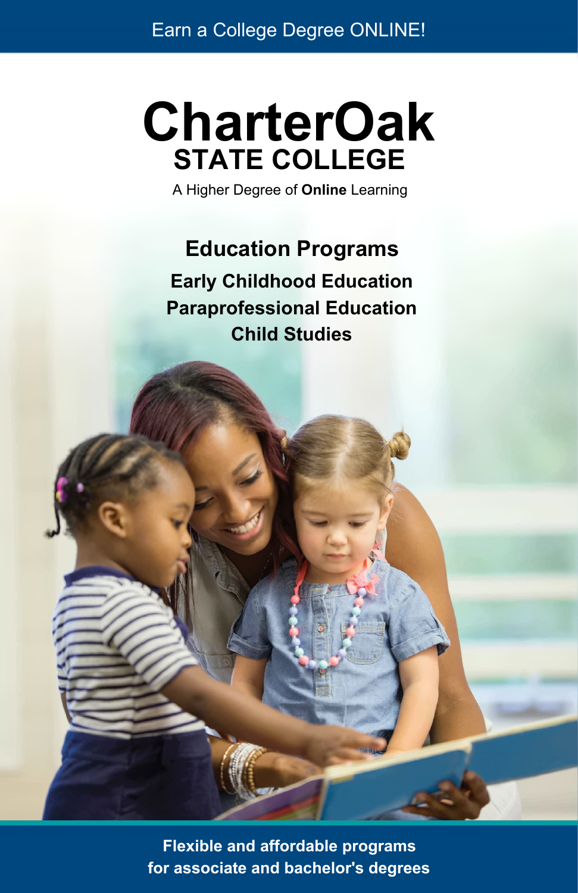Earn a College Degree ONLINE!

# CharterOak STATE COLLEGE

A Higher Degree of **Online** Learning

## Education Programs

**Early Childhood Education**
**Paraprofessional Education**
**Child Studies**

**Flexible and affordable programs for associate and bachelor's degrees**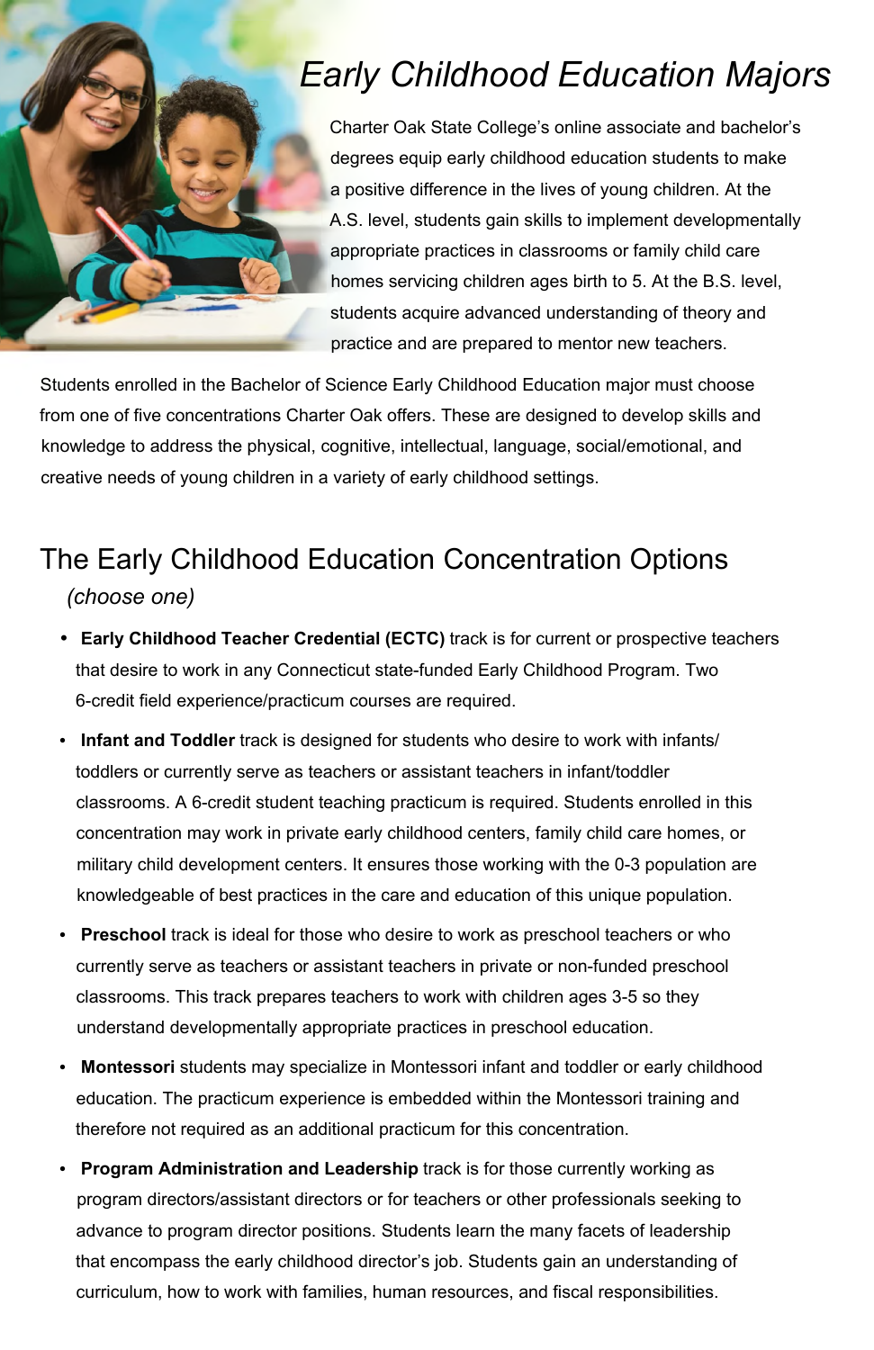# Early Childhood Education Majors

Charter Oak State College's online associate and bachelor's degrees equip early childhood education students to make a positive difference in the lives of young children. At the A.S. level, students gain skills to implement developmentally appropriate practices in classrooms or family child care homes servicing children ages birth to 5. At the B.S. level, students acquire advanced understanding of theory and practice and are prepared to mentor new teachers.

Students enrolled in the Bachelor of Science Early Childhood Education major must choose from one of five concentrations Charter Oak offers. These are designed to develop skills and knowledge to address the physical, cognitive, intellectual, language, social/emotional, and creative needs of young children in a variety of early childhood settings.

## The Early Childhood Education Concentration Options

*(choose one)*

- **Early Childhood Teacher Credential (ECTC)** track is for current or prospective teachers that desire to work in any Connecticut state-funded Early Childhood Program. Two 6-credit field experience/practicum courses are required.
- **Infant and Toddler** track is designed for students who desire to work with infants/toddlers or currently serve as teachers or assistant teachers in infant/toddler classrooms. A 6-credit student teaching practicum is required. Students enrolled in this concentration may work in private early childhood centers, family child care homes, or military child development centers. It ensures those working with the 0-3 population are knowledgeable of best practices in the care and education of this unique population.
- **Preschool** track is ideal for those who desire to work as preschool teachers or who currently serve as teachers or assistant teachers in private or non-funded preschool classrooms. This track prepares teachers to work with children ages 3-5 so they understand developmentally appropriate practices in preschool education.
- **Montessori** students may specialize in Montessori infant and toddler or early childhood education. The practicum experience is embedded within the Montessori training and therefore not required as an additional practicum for this concentration.
- **Program Administration and Leadership** track is for those currently working as program directors/assistant directors or for teachers or other professionals seeking to advance to program director positions. Students learn the many facets of leadership that encompass the early childhood director's job. Students gain an understanding of curriculum, how to work with families, human resources, and fiscal responsibilities.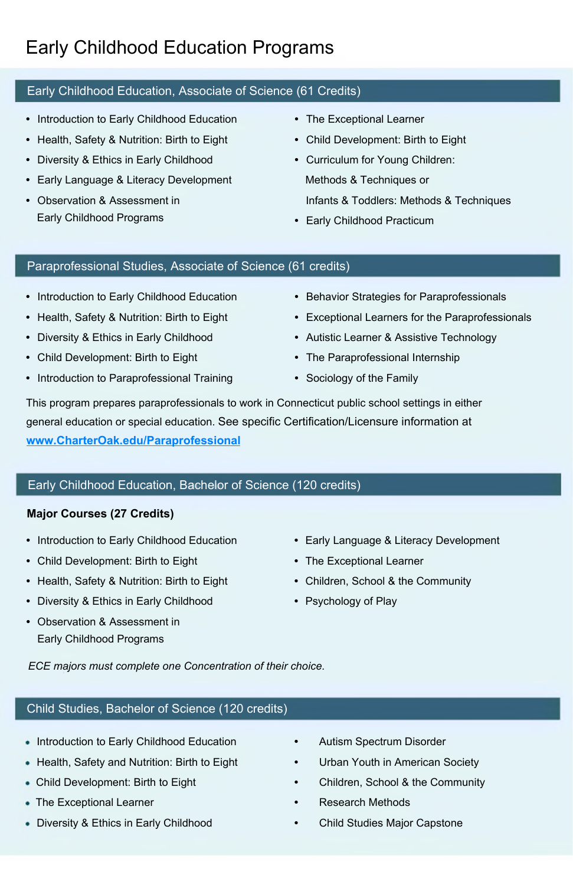# Early Childhood Education Programs

## Early Childhood Education, Associate of Science (61 Credits)

- Introduction to Early Childhood Education
- Health, Safety & Nutrition: Birth to Eight
- Diversity & Ethics in Early Childhood
- Early Language & Literacy Development
- Observation & Assessment in Early Childhood Programs
- The Exceptional Learner
- Child Development: Birth to Eight
- Curriculum for Young Children: Methods & Techniques or Infants & Toddlers: Methods & Techniques
- Early Childhood Practicum

## Paraprofessional Studies, Associate of Science (61 credits)

- Introduction to Early Childhood Education
- Health, Safety & Nutrition: Birth to Eight
- Diversity & Ethics in Early Childhood
- Child Development: Birth to Eight
- Introduction to Paraprofessional Training
- Behavior Strategies for Paraprofessionals
- Exceptional Learners for the Paraprofessionals
- Autistic Learner & Assistive Technology
- The Paraprofessional Internship
- Sociology of the Family

This program prepares paraprofessionals to work in Connecticut public school settings in either general education or special education. See specific Certification/Licensure information at [www.CharterOak.edu/Paraprofessional](www.CharterOak.edu/Paraprofessional)

## Early Childhood Education, Bachelor of Science (120 credits)

**Major Courses (27 Credits)**

- Introduction to Early Childhood Education
- Child Development: Birth to Eight
- Health, Safety & Nutrition: Birth to Eight
- Diversity & Ethics in Early Childhood
- Observation & Assessment in Early Childhood Programs
- Early Language & Literacy Development
- The Exceptional Learner
- Children, School & the Community
- Psychology of Play

*ECE majors must complete one Concentration of their choice.*

## Child Studies, Bachelor of Science (120 credits)

- Introduction to Early Childhood Education
- Health, Safety and Nutrition: Birth to Eight
- Child Development: Birth to Eight
- The Exceptional Learner
- Diversity & Ethics in Early Childhood
- Autism Spectrum Disorder
- Urban Youth in American Society
- Children, School & the Community
- Research Methods
- Child Studies Major Capstone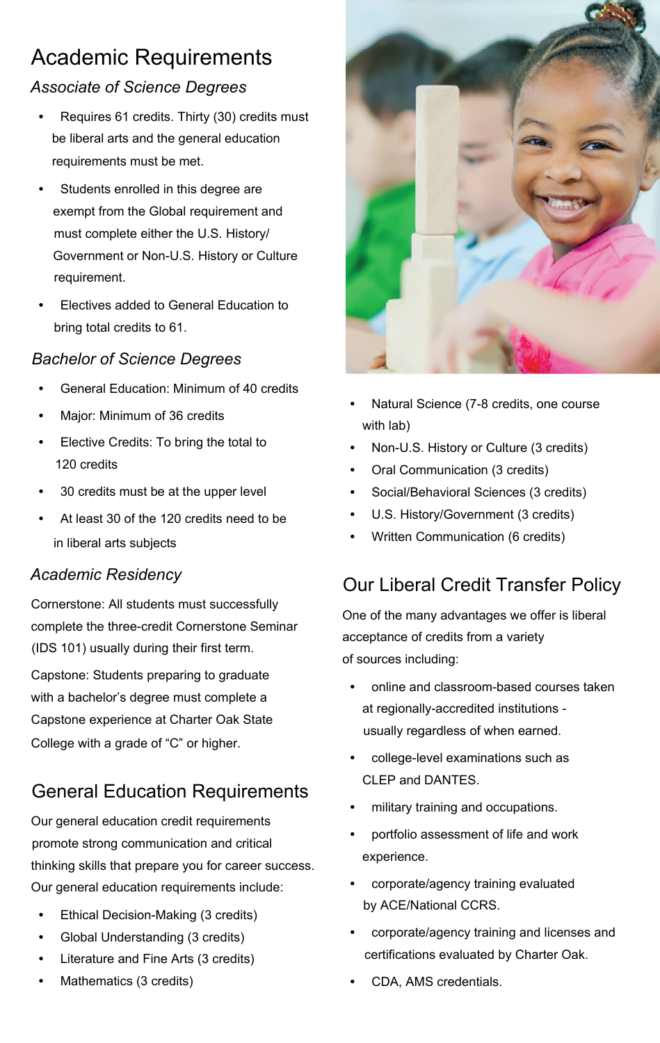# Academic Requirements

### *Associate of Science Degrees*

- Requires 61 credits. Thirty (30) credits must be liberal arts and the general education requirements must be met.
- Students enrolled in this degree are exempt from the Global requirement and must complete either the U.S. History/ Government or Non-U.S. History or Culture requirement.
- Electives added to General Education to bring total credits to 61.

### *Bachelor of Science Degrees*

- General Education: Minimum of 40 credits
- Major: Minimum of 36 credits
- Elective Credits: To bring the total to 120 credits
- 30 credits must be at the upper level
- At least 30 of the 120 credits need to be in liberal arts subjects

### *Academic Residency*

Cornerstone: All students must successfully complete the three-credit Cornerstone Seminar (IDS 101) usually during their first term.

Capstone: Students preparing to graduate with a bachelor's degree must complete a Capstone experience at Charter Oak State College with a grade of "C" or higher.

## General Education Requirements

Our general education credit requirements promote strong communication and critical thinking skills that prepare you for career success. Our general education requirements include:

- Ethical Decision-Making (3 credits)
- Global Understanding (3 credits)
- Literature and Fine Arts (3 credits)
- Mathematics (3 credits)
- Natural Science (7-8 credits, one course with lab)
- Non-U.S. History or Culture (3 credits)
- Oral Communication (3 credits)
- Social/Behavioral Sciences (3 credits)
- U.S. History/Government (3 credits)
- Written Communication (6 credits)

## Our Liberal Credit Transfer Policy

One of the many advantages we offer is liberal acceptance of credits from a variety of sources including:

- online and classroom-based courses taken at regionally-accredited institutions - usually regardless of when earned.
- college-level examinations such as CLEP and DANTES.
- military training and occupations.
- portfolio assessment of life and work experience.
- corporate/agency training evaluated by ACE/National CCRS.
- corporate/agency training and licenses and certifications evaluated by Charter Oak.
- CDA, AMS credentials.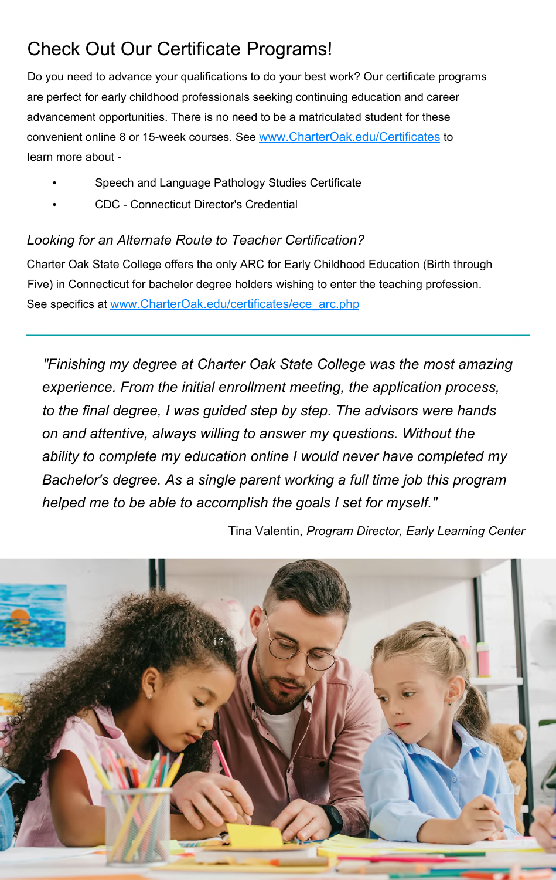# Check Out Our Certificate Programs!

Do you need to advance your qualifications to do your best work? Our certificate programs are perfect for early childhood professionals seeking continuing education and career advancement opportunities. There is no need to be a matriculated student for these convenient online 8 or 15-week courses. See [www.CharterOak.edu/Certificates](http://www.CharterOak.edu/Certificates) to learn more about -

- Speech and Language Pathology Studies Certificate
- CDC - Connecticut Director's Credential

### *Looking for an Alternate Route to Teacher Certification?*

Charter Oak State College offers the only ARC for Early Childhood Education (Birth through Five) in Connecticut for bachelor degree holders wishing to enter the teaching profession. See specifics at [www.CharterOak.edu/certificates/ece_arc.php](http://www.CharterOak.edu/certificates/ece_arc.php)

---

> *"Finishing my degree at Charter Oak State College was the most amazing experience. From the initial enrollment meeting, the application process, to the final degree, I was guided step by step. The advisors were hands on and attentive, always willing to answer my questions. Without the ability to complete my education online I would never have completed my Bachelor's degree. As a single parent working a full time job this program helped me to be able to accomplish the goals I set for myself."*

Tina Valentin, *Program Director, Early Learning Center*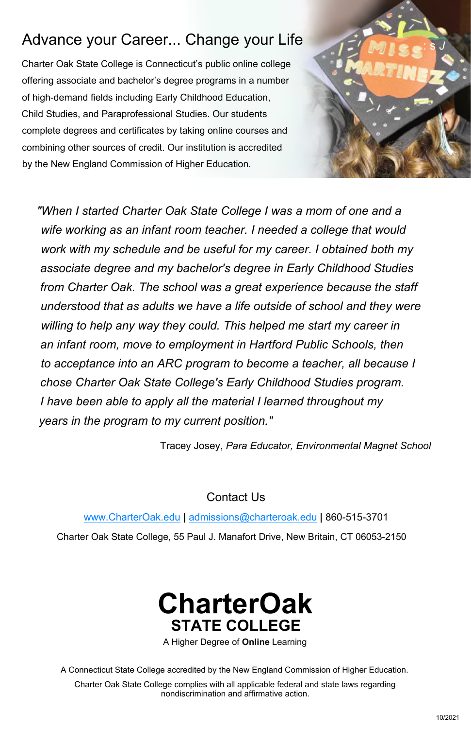# Advance your Career... Change your Life

Charter Oak State College is Connecticut's public online college offering associate and bachelor's degree programs in a number of high-demand fields including Early Childhood Education, Child Studies, and Paraprofessional Studies. Our students complete degrees and certificates by taking online courses and combining other sources of credit. Our institution is accredited by the New England Commission of Higher Education.

*"When I started Charter Oak State College I was a mom of one and a wife working as an infant room teacher. I needed a college that would work with my schedule and be useful for my career. I obtained both my associate degree and my bachelor's degree in Early Childhood Studies from Charter Oak. The school was a great experience because the staff understood that as adults we have a life outside of school and they were willing to help any way they could. This helped me start my career in an infant room, move to employment in Hartford Public Schools, then to acceptance into an ARC program to become a teacher, all because I chose Charter Oak State College's Early Childhood Studies program. I have been able to apply all the material I learned throughout my years in the program to my current position."*

Tracey Josey, *Para Educator, Environmental Magnet School*

## Contact Us

[www.CharterOak.edu](http://www.CharterOak.edu) **|** [admissions@charteroak.edu](mailto:admissions@charteroak.edu) **|** 860-515-3701

Charter Oak State College, 55 Paul J. Manafort Drive, New Britain, CT 06053-2150

**CharterOak**
**STATE COLLEGE**
A Higher Degree of **Online** Learning

A Connecticut State College accredited by the New England Commission of Higher Education.

Charter Oak State College complies with all applicable federal and state laws regarding nondiscrimination and affirmative action.

10/2021